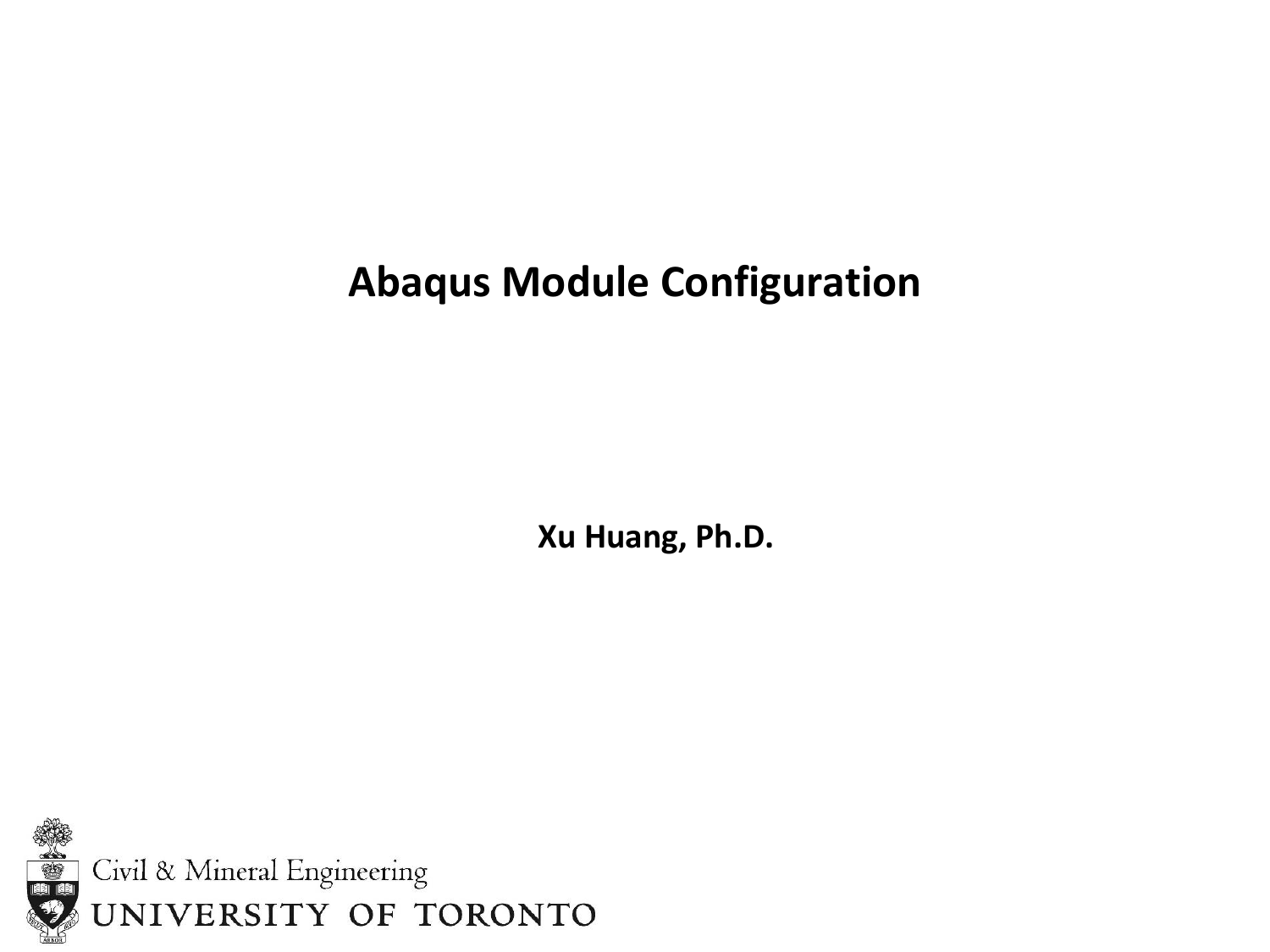# Abaqus Module Configuration

**Xu Huang, Ph.D.**

Civil & Mineral Engineering
UNIVERSITY OF TORONTO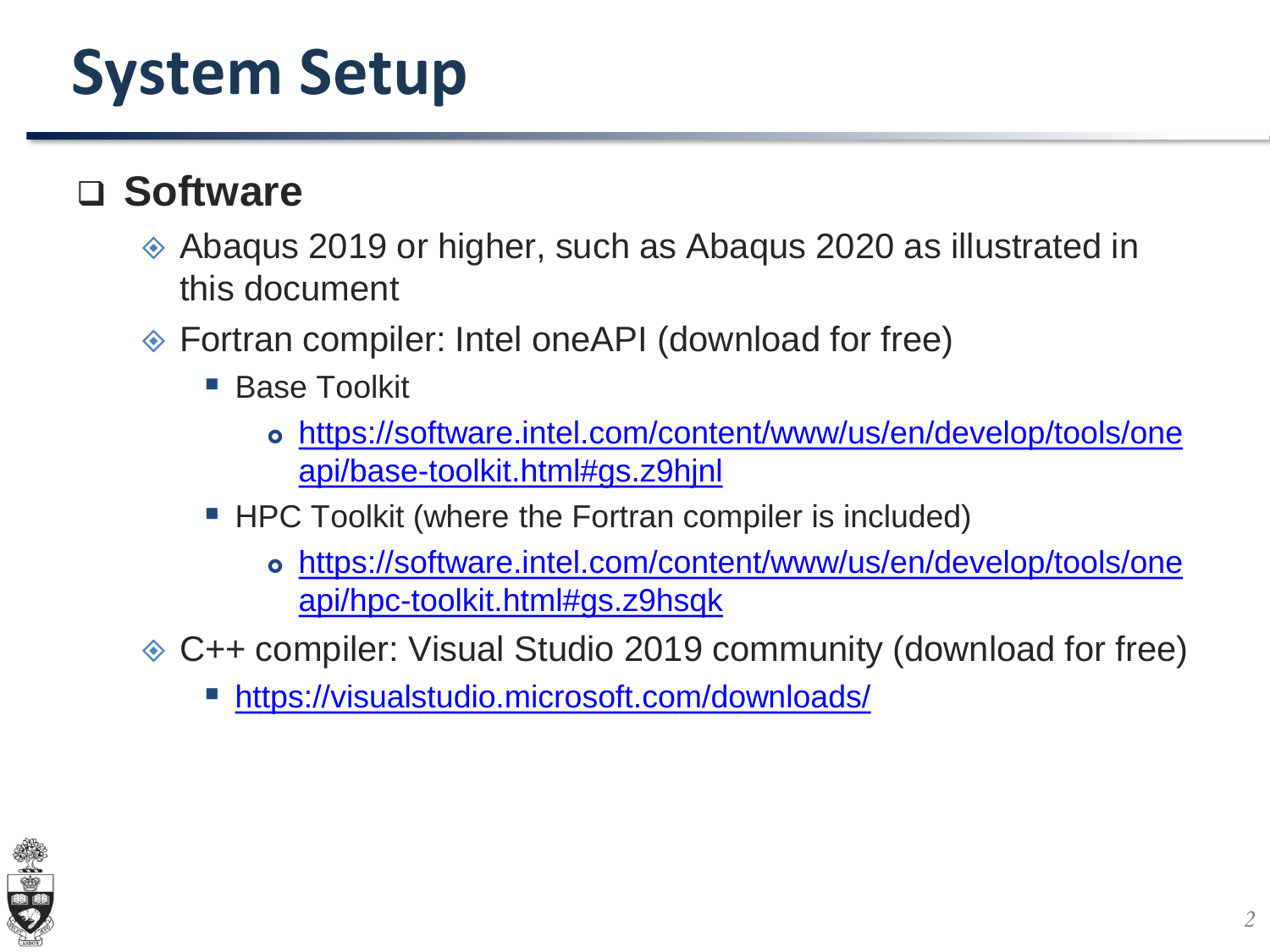# System Setup

## Software

- Abaqus 2019 or higher, such as Abaqus 2020 as illustrated in this document
- Fortran compiler: Intel oneAPI (download for free)
  - Base Toolkit
    - https://software.intel.com/content/www/us/en/develop/tools/oneapi/base-toolkit.html#gs.z9hjnl
  - HPC Toolkit (where the Fortran compiler is included)
    - https://software.intel.com/content/www/us/en/develop/tools/oneapi/hpc-toolkit.html#gs.z9hsqk
- C++ compiler: Visual Studio 2019 community (download for free)
  - https://visualstudio.microsoft.com/downloads/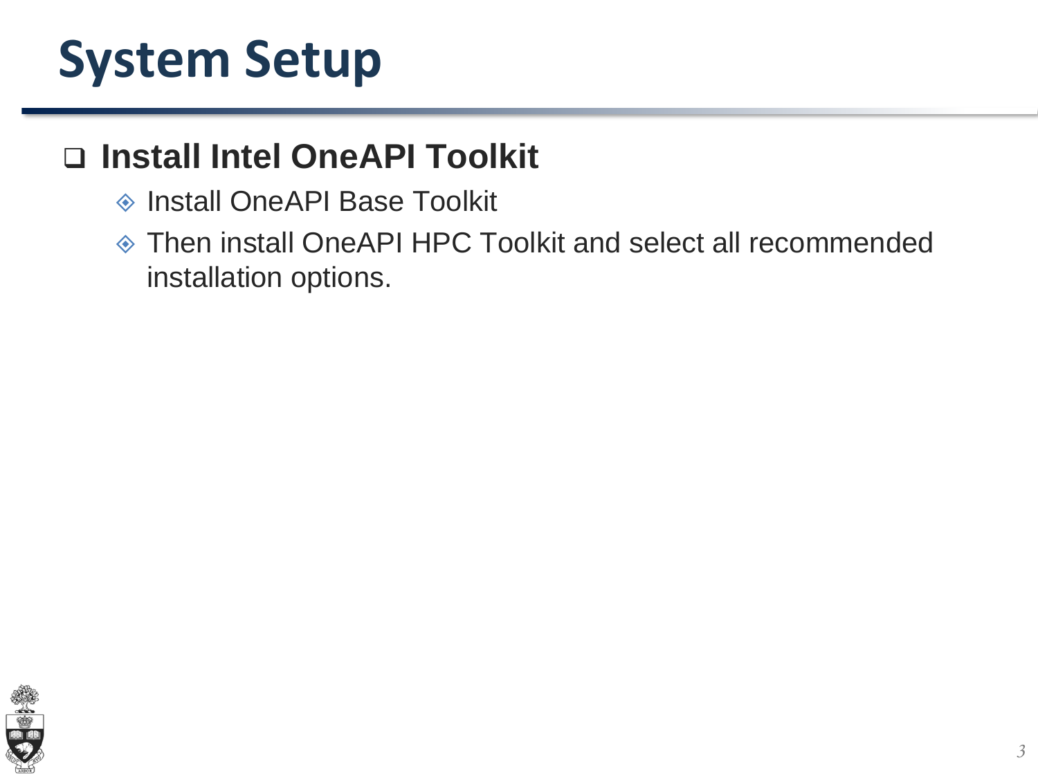# System Setup

- **Install Intel OneAPI Toolkit**
  - Install OneAPI Base Toolkit
  - Then install OneAPI HPC Toolkit and select all recommended installation options.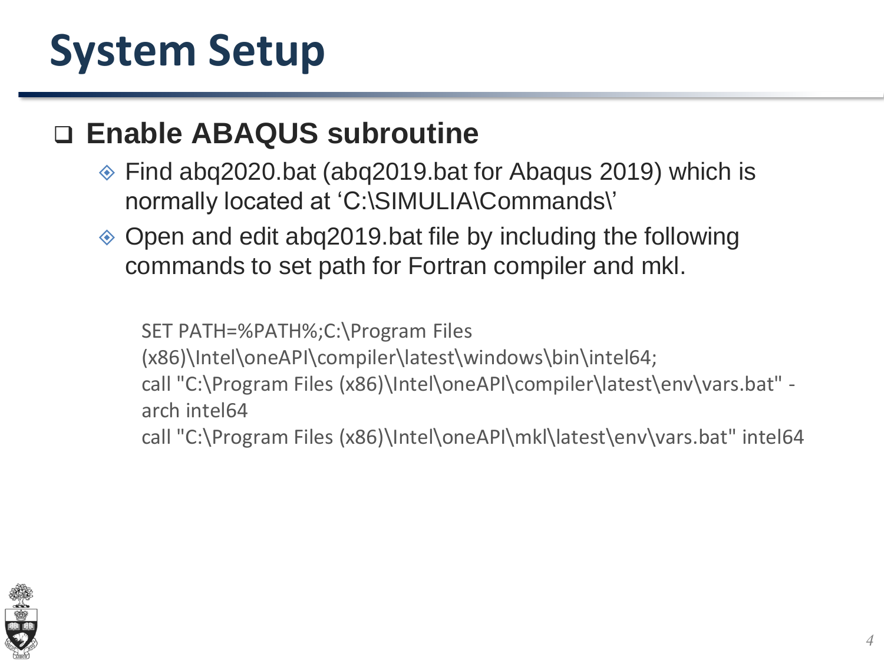# System Setup

## Enable ABAQUS subroutine

- Find abq2020.bat (abq2019.bat for Abaqus 2019) which is normally located at ‘C:\SIMULIA\Commands\’
- Open and edit abq2019.bat file by including the following commands to set path for Fortran compiler and mkl.

```
SET PATH=%PATH%;C:\Program Files (x86)\Intel\oneAPI\compiler\latest\windows\bin\intel64;
call "C:\Program Files (x86)\Intel\oneAPI\compiler\latest\env\vars.bat" -arch intel64
call "C:\Program Files (x86)\Intel\oneAPI\mkl\latest\env\vars.bat" intel64
```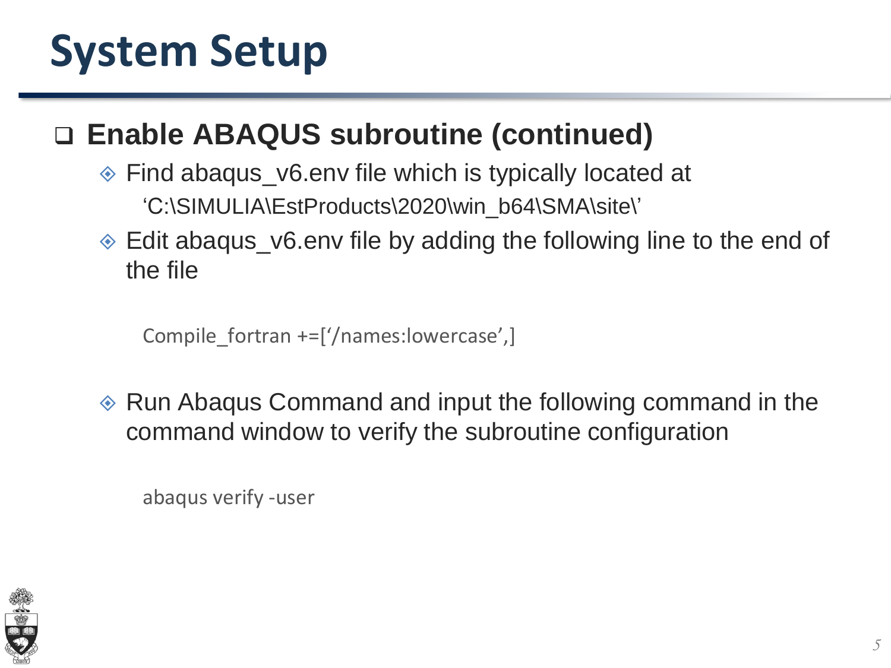# System Setup

## Enable ABAQUS subroutine (continued)

- Find abaqus_v6.env file which is typically located at ‘C:\SIMULIA\EstProducts\2020\win_b64\SMA\site\’
- Edit abaqus_v6.env file by adding the following line to the end of the file

```
Compile_fortran +=[‘/names:lowercase’,]
```

- Run Abaqus Command and input the following command in the command window to verify the subroutine configuration

```
abaqus verify -user
```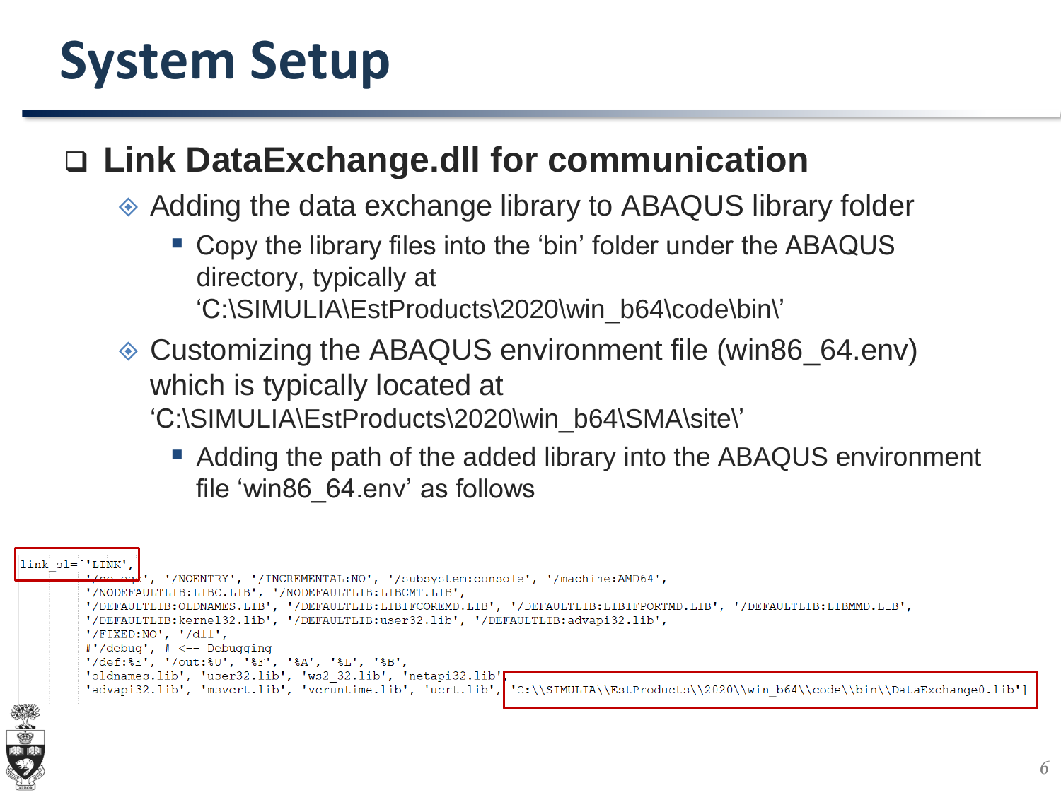# System Setup

## Link DataExchange.dll for communication

- Adding the data exchange library to ABAQUS library folder
  - Copy the library files into the 'bin' folder under the ABAQUS directory, typically at 'C:\SIMULIA\EstProducts\2020\win_b64\code\bin\'
- Customizing the ABAQUS environment file (win86_64.env) which is typically located at 'C:\SIMULIA\EstProducts\2020\win_b64\SMA\site\'
  - Adding the path of the added library into the ABAQUS environment file 'win86_64.env' as follows

```
link_sl=['LINK',
         '/nologo', '/NOENTRY', '/INCREMENTAL:NO', '/subsystem:console', '/machine:AMD64',
         '/NODEFAULTLIB:LIBC.LIB', '/NODEFAULTLIB:LIBCMT.LIB',
         '/DEFAULTLIB:OLDNAMES.LIB', '/DEFAULTLIB:LIBIFCOREMD.LIB', '/DEFAULTLIB:LIBIFPORTMD.LIB', '/DEFAULTLIB:LIBMMD.LIB',
         '/DEFAULTLIB:kernel32.lib', '/DEFAULTLIB:user32.lib', '/DEFAULTLIB:advapi32.lib',
         '/FIXED:NO', '/dll',
         #'/debug', # <-- Debugging
         '/def:%E', '/out:%U', '%F', '%A', '%L', '%B',
         'oldnames.lib', 'user32.lib', 'ws2_32.lib', 'netapi32.lib',
         'advapi32.lib', 'msvcrt.lib', 'vcruntime.lib', 'ucrt.lib', 'C:\\SIMULIA\\EstProducts\\2020\\win_b64\\code\\bin\\DataExchange0.lib']
```